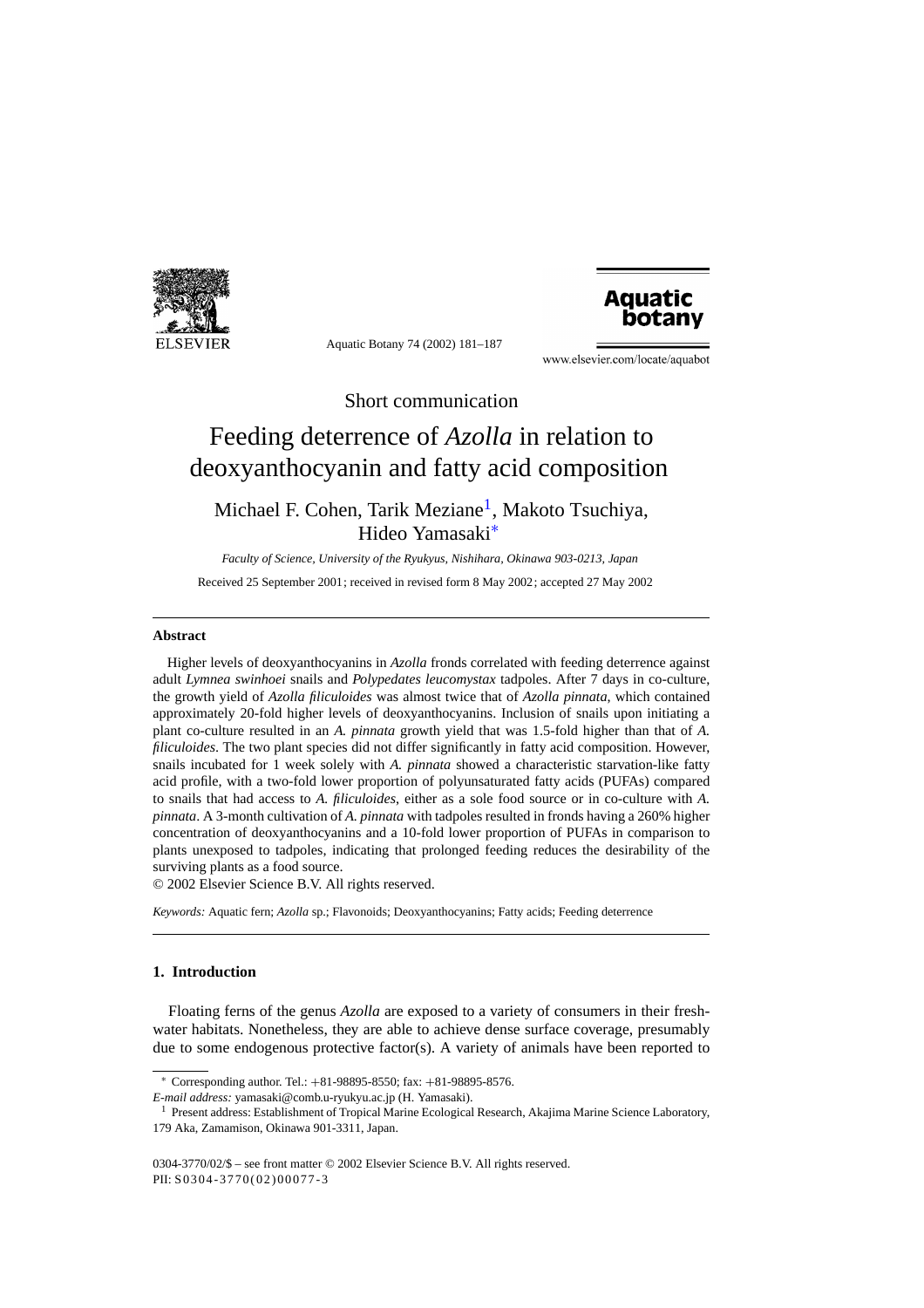Short communication

# Feeding deterrence of *Azolla* in relation to deoxyanthocyanin and fatty acid composition

Michael F. Cohen, Tarik Meziane[1], Makoto Tsuchiya, Hideo Yamasaki*

*Faculty of Science, University of the Ryukyus, Nishihara, Okinawa 903-0213, Japan*

Received 25 September 2001; received in revised form 8 May 2002; accepted 27 May 2002

## Abstract

Higher levels of deoxyanthocyanins in *Azolla* fronds correlated with feeding deterrence against adult *Lymnea swinhoei* snails and *Polypedates leucomystax* tadpoles. After 7 days in co-culture, the growth yield of *Azolla filiculoides* was almost twice that of *Azolla pinnata*, which contained approximately 20-fold higher levels of deoxyanthocyanins. Inclusion of snails upon initiating a plant co-culture resulted in an *A. pinnata* growth yield that was 1.5-fold higher than that of *A. filiculoides*. The two plant species did not differ significantly in fatty acid composition. However, snails incubated for 1 week solely with *A. pinnata* showed a characteristic starvation-like fatty acid profile, with a two-fold lower proportion of polyunsaturated fatty acids (PUFAs) compared to snails that had access to *A. filiculoides*, either as a sole food source or in co-culture with *A. pinnata*. A 3-month cultivation of *A. pinnata* with tadpoles resulted in fronds having a 260% higher concentration of deoxyanthocyanins and a 10-fold lower proportion of PUFAs in comparison to plants unexposed to tadpoles, indicating that prolonged feeding reduces the desirability of the surviving plants as a food source.

© 2002 Elsevier Science B.V. All rights reserved.

*Keywords:* Aquatic fern; *Azolla* sp.; Flavonoids; Deoxyanthocyanins; Fatty acids; Feeding deterrence

## 1. Introduction

Floating ferns of the genus *Azolla* are exposed to a variety of consumers in their freshwater habitats. Nonetheless, they are able to achieve dense surface coverage, presumably due to some endogenous protective factor(s). A variety of animals have been reported to

---

* Corresponding author. Tel.: +81-98895-8550; fax: +81-98895-8576.
*E-mail address:* yamasaki@comb.u-ryukyu.ac.jp (H. Yamasaki).

[1] Present address: Establishment of Tropical Marine Ecological Research, Akajima Marine Science Laboratory, 179 Aka, Zamamison, Okinawa 901-3311, Japan.

0304-3770/02/$ – see front matter © 2002 Elsevier Science B.V. All rights reserved.
PII: S0304-3770(02)00077-3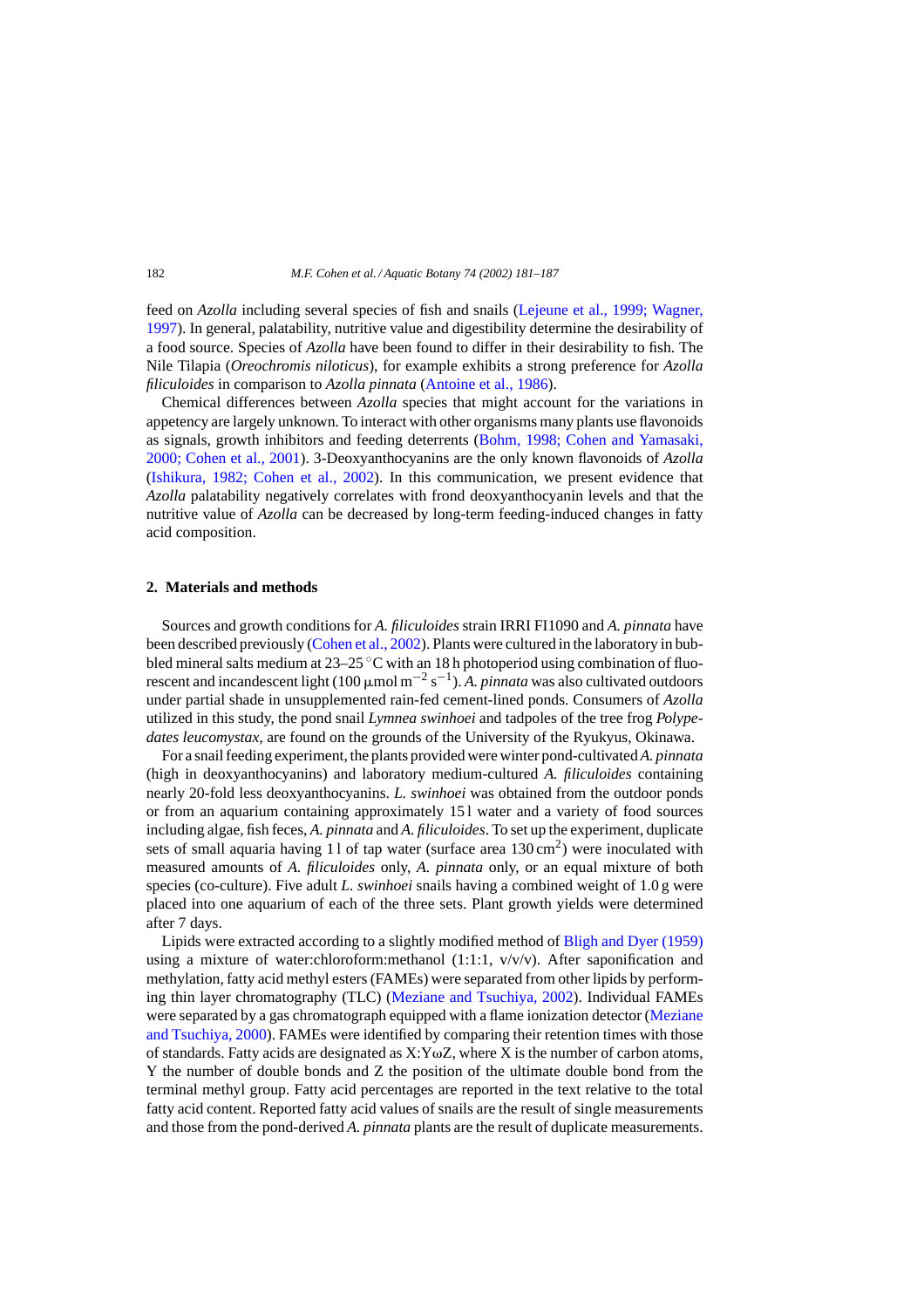feed on *Azolla* including several species of fish and snails (Lejeune et al., 1999; Wagner, 1997). In general, palatability, nutritive value and digestibility determine the desirability of a food source. Species of *Azolla* have been found to differ in their desirability to fish. The Nile Tilapia (*Oreochromis niloticus*), for example exhibits a strong preference for *Azolla filiculoides* in comparison to *Azolla pinnata* (Antoine et al., 1986).

Chemical differences between *Azolla* species that might account for the variations in appetency are largely unknown. To interact with other organisms many plants use flavonoids as signals, growth inhibitors and feeding deterrents (Bohm, 1998; Cohen and Yamasaki, 2000; Cohen et al., 2001). 3-Deoxyanthocyanins are the only known flavonoids of *Azolla* (Ishikura, 1982; Cohen et al., 2002). In this communication, we present evidence that *Azolla* palatability negatively correlates with frond deoxyanthocyanin levels and that the nutritive value of *Azolla* can be decreased by long-term feeding-induced changes in fatty acid composition.

## 2. Materials and methods

Sources and growth conditions for *A. filiculoides* strain IRRI FI1090 and *A. pinnata* have been described previously (Cohen et al., 2002). Plants were cultured in the laboratory in bubbled mineral salts medium at 23–25 °C with an 18 h photoperiod using combination of fluorescent and incandescent light (100 μmol $m^{-2}$ $s^{-1}$). *A. pinnata* was also cultivated outdoors under partial shade in unsupplemented rain-fed cement-lined ponds. Consumers of *Azolla* utilized in this study, the pond snail *Lymnea swinhoei* and tadpoles of the tree frog *Polypedates leucomystax*, are found on the grounds of the University of the Ryukyus, Okinawa.

For a snail feeding experiment, the plants provided were winter pond-cultivated *A. pinnata* (high in deoxyanthocyanins) and laboratory medium-cultured *A. filiculoides* containing nearly 20-fold less deoxyanthocyanins. *L. swinhoei* was obtained from the outdoor ponds or from an aquarium containing approximately 15 l water and a variety of food sources including algae, fish feces, *A. pinnata* and *A. filiculoides*. To set up the experiment, duplicate sets of small aquaria having 1 l of tap water (surface area 130 $cm^2$) were inoculated with measured amounts of *A. filiculoides* only, *A. pinnata* only, or an equal mixture of both species (co-culture). Five adult *L. swinhoei* snails having a combined weight of 1.0 g were placed into one aquarium of each of the three sets. Plant growth yields were determined after 7 days.

Lipids were extracted according to a slightly modified method of Bligh and Dyer (1959) using a mixture of water:chloroform:methanol (1:1:1, v/v/v). After saponification and methylation, fatty acid methyl esters (FAMEs) were separated from other lipids by performing thin layer chromatography (TLC) (Meziane and Tsuchiya, 2002). Individual FAMEs were separated by a gas chromatograph equipped with a flame ionization detector (Meziane and Tsuchiya, 2000). FAMEs were identified by comparing their retention times with those of standards. Fatty acids are designated as X:YωZ, where X is the number of carbon atoms, Y the number of double bonds and Z the position of the ultimate double bond from the terminal methyl group. Fatty acid percentages are reported in the text relative to the total fatty acid content. Reported fatty acid values of snails are the result of single measurements and those from the pond-derived *A. pinnata* plants are the result of duplicate measurements.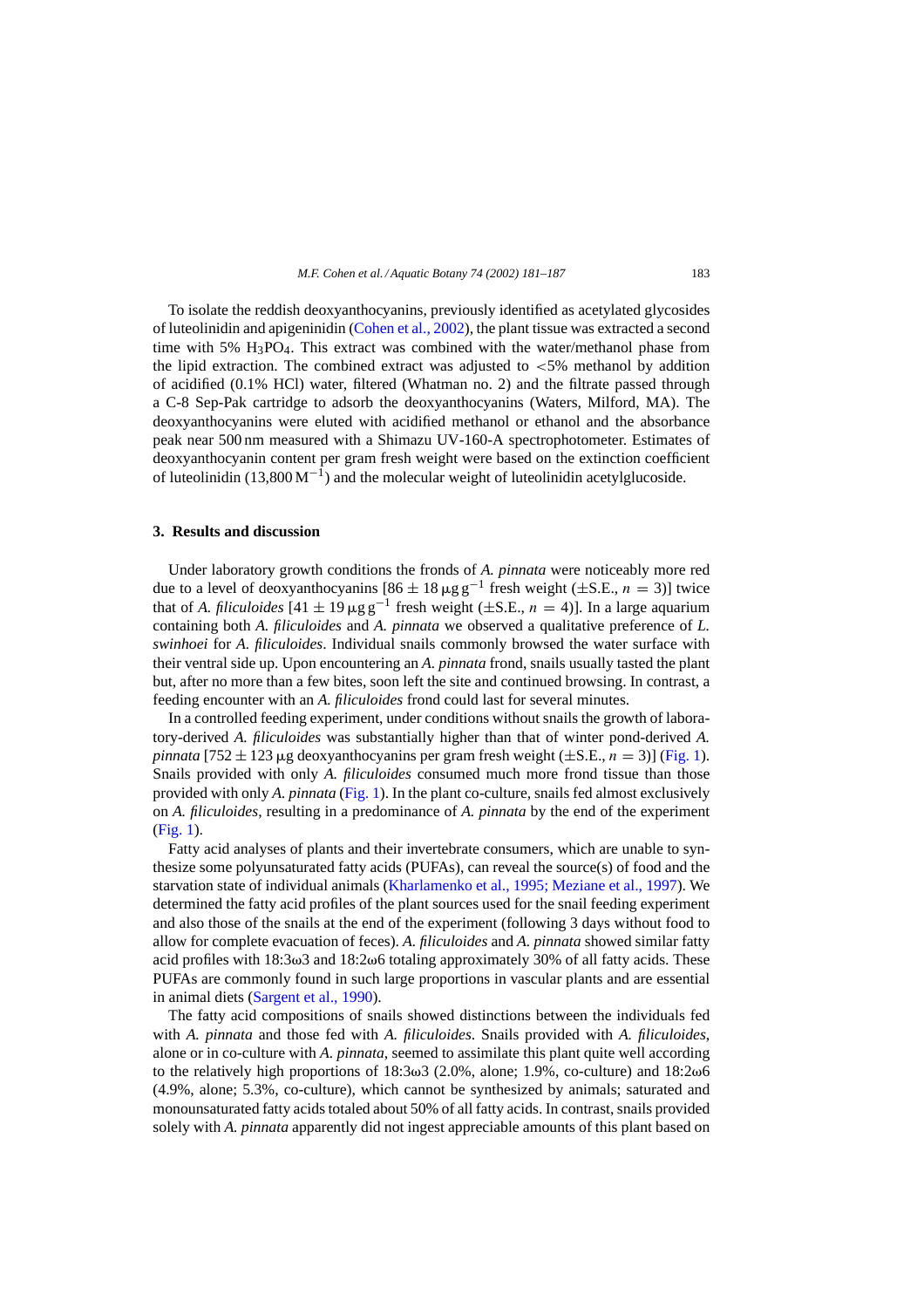To isolate the reddish deoxyanthocyanins, previously identified as acetylated glycosides of luteolinidin and apigeninidin (Cohen et al., 2002), the plant tissue was extracted a second time with 5% $H_3PO_4$. This extract was combined with the water/methanol phase from the lipid extraction. The combined extract was adjusted to <5% methanol by addition of acidified (0.1% HCl) water, filtered (Whatman no. 2) and the filtrate passed through a C-8 Sep-Pak cartridge to adsorb the deoxyanthocyanins (Waters, Milford, MA). The deoxyanthocyanins were eluted with acidified methanol or ethanol and the absorbance peak near 500 nm measured with a Shimazu UV-160-A spectrophotometer. Estimates of deoxyanthocyanin content per gram fresh weight were based on the extinction coefficient of luteolinidin (13,800 $M^{-1}$) and the molecular weight of luteolinidin acetylglucoside.

## 3. Results and discussion

Under laboratory growth conditions the fronds of *A. pinnata* were noticeably more red due to a level of deoxyanthocyanins [$86 \pm 18\,\mu g\,g^{-1}$ fresh weight (±S.E., $n = 3$)] twice that of *A. filiculoides* [$41 \pm 19\,\mu g\,g^{-1}$ fresh weight (±S.E., $n = 4$)]. In a large aquarium containing both *A. filiculoides* and *A. pinnata* we observed a qualitative preference of *L. swinhoei* for *A. filiculoides*. Individual snails commonly browsed the water surface with their ventral side up. Upon encountering an *A. pinnata* frond, snails usually tasted the plant but, after no more than a few bites, soon left the site and continued browsing. In contrast, a feeding encounter with an *A. filiculoides* frond could last for several minutes.

In a controlled feeding experiment, under conditions without snails the growth of laboratory-derived *A. filiculoides* was substantially higher than that of winter pond-derived *A. pinnata* [$752 \pm 123\,\mu g$ deoxyanthocyanins per gram fresh weight (±S.E., $n = 3$)] (Fig. 1). Snails provided with only *A. filiculoides* consumed much more frond tissue than those provided with only *A. pinnata* (Fig. 1). In the plant co-culture, snails fed almost exclusively on *A. filiculoides*, resulting in a predominance of *A. pinnata* by the end of the experiment (Fig. 1).

Fatty acid analyses of plants and their invertebrate consumers, which are unable to synthesize some polyunsaturated fatty acids (PUFAs), can reveal the source(s) of food and the starvation state of individual animals (Kharlamenko et al., 1995; Meziane et al., 1997). We determined the fatty acid profiles of the plant sources used for the snail feeding experiment and also those of the snails at the end of the experiment (following 3 days without food to allow for complete evacuation of feces). *A. filiculoides* and *A. pinnata* showed similar fatty acid profiles with 18:3ω3 and 18:2ω6 totaling approximately 30% of all fatty acids. These PUFAs are commonly found in such large proportions in vascular plants and are essential in animal diets (Sargent et al., 1990).

The fatty acid compositions of snails showed distinctions between the individuals fed with *A. pinnata* and those fed with *A. filiculoides*. Snails provided with *A. filiculoides*, alone or in co-culture with *A. pinnata*, seemed to assimilate this plant quite well according to the relatively high proportions of 18:3ω3 (2.0%, alone; 1.9%, co-culture) and 18:2ω6 (4.9%, alone; 5.3%, co-culture), which cannot be synthesized by animals; saturated and monounsaturated fatty acids totaled about 50% of all fatty acids. In contrast, snails provided solely with *A. pinnata* apparently did not ingest appreciable amounts of this plant based on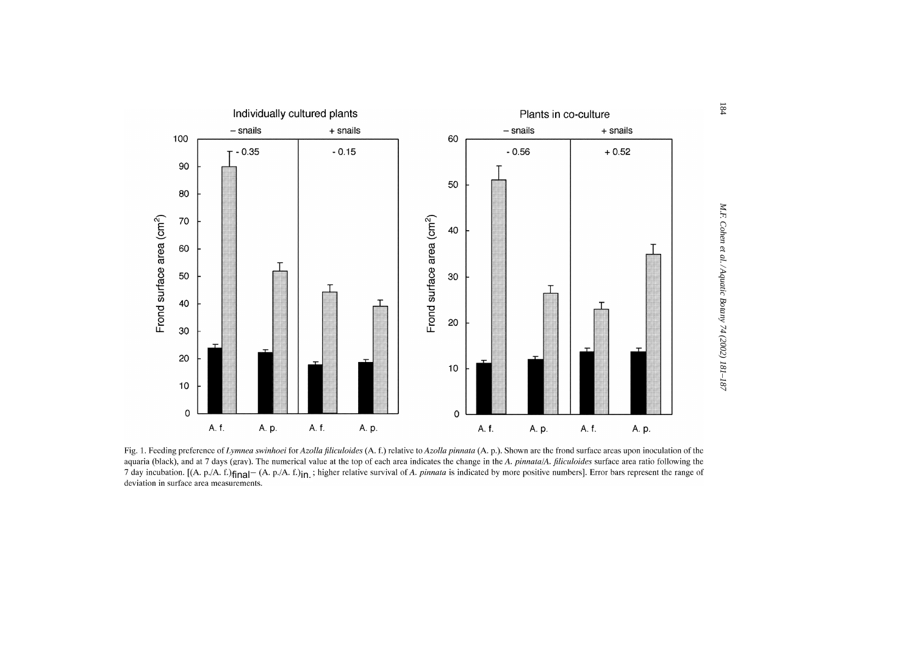Fig. 1. Feeding preference of *Lymnea swinhoei* for *Azolla filiculoides* (A. f.) relative to *Azolla pinnata* (A. p.). Shown are the frond surface areas upon inoculation of the aquaria (black), and at 7 days (gray). The numerical value at the top of each area indicates the change in the *A. pinnata*/*A. filiculoides* surface area ratio following the 7 day incubation. [$(\text{A. p./A. f.})_{\text{final}} - (\text{A. p./A. f.})_{\text{in.}}$; higher relative survival of *A. pinnata* is indicated by more positive numbers]. Error bars represent the range of deviation in surface area measurements.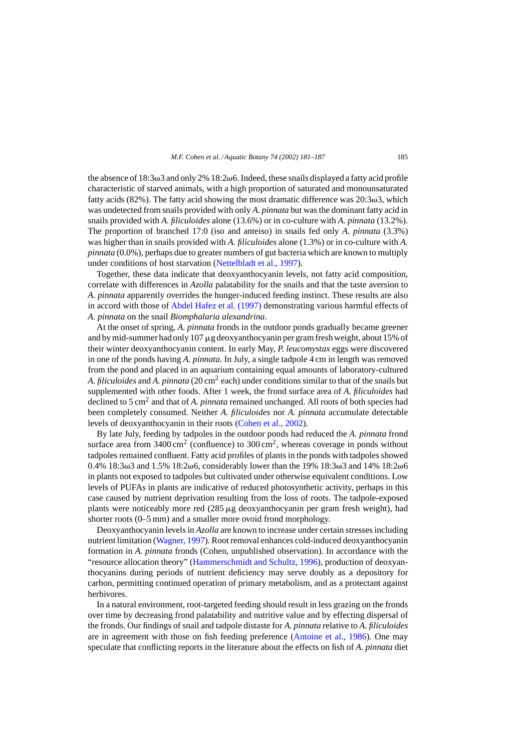the absence of 18:3ω3 and only 2% 18:2ω6. Indeed, these snails displayed a fatty acid profile characteristic of starved animals, with a high proportion of saturated and monounsaturated fatty acids (82%). The fatty acid showing the most dramatic difference was 20:3ω3, which was undetected from snails provided with only *A. pinnata* but was the dominant fatty acid in snails provided with *A. filiculoides* alone (13.6%) or in co-culture with *A. pinnata* (13.2%). The proportion of branched 17:0 (iso and anteiso) in snails fed only *A. pinnata* (3.3%) was higher than in snails provided with *A. filiculoides* alone (1.3%) or in co-culture with *A. pinnata* (0.0%), perhaps due to greater numbers of gut bacteria which are known to multiply under conditions of host starvation (Nettelbladt et al., 1997).

Together, these data indicate that deoxyanthocyanin levels, not fatty acid composition, correlate with differences in *Azolla* palatability for the snails and that the taste aversion to *A. pinnata* apparently overrides the hunger-induced feeding instinct. These results are also in accord with those of Abdel Hafez et al. (1997) demonstrating various harmful effects of *A. pinnata* on the snail *Biomphalaria alexandrina*.

At the onset of spring, *A. pinnata* fronds in the outdoor ponds gradually became greener and by mid-summer had only 107 μg deoxyanthocyanin per gram fresh weight, about 15% of their winter deoxyanthocyanin content. In early May, *P. leucomystax* eggs were discovered in one of the ponds having *A. pinnata*. In July, a single tadpole 4 cm in length was removed from the pond and placed in an aquarium containing equal amounts of laboratory-cultured *A. filiculoides* and *A. pinnata* (20 $cm^2$ each) under conditions similar to that of the snails but supplemented with other foods. After 1 week, the frond surface area of *A. filiculoides* had declined to 5 $cm^2$ and that of *A. pinnata* remained unchanged. All roots of both species had been completely consumed. Neither *A. filiculoides* nor *A. pinnata* accumulate detectable levels of deoxyanthocyanin in their roots (Cohen et al., 2002).

By late July, feeding by tadpoles in the outdoor ponds had reduced the *A. pinnata* frond surface area from 3400 $cm^2$ (confluence) to 300 $cm^2$, whereas coverage in ponds without tadpoles remained confluent. Fatty acid profiles of plants in the ponds with tadpoles showed 0.4% 18:3ω3 and 1.5% 18:2ω6, considerably lower than the 19% 18:3ω3 and 14% 18:2ω6 in plants not exposed to tadpoles but cultivated under otherwise equivalent conditions. Low levels of PUFAs in plants are indicative of reduced photosynthetic activity, perhaps in this case caused by nutrient deprivation resulting from the loss of roots. The tadpole-exposed plants were noticeably more red (285 μg deoxyanthocyanin per gram fresh weight), had shorter roots (0–5 mm) and a smaller more ovoid frond morphology.

Deoxyanthocyanin levels in *Azolla* are known to increase under certain stresses including nutrient limitation (Wagner, 1997). Root removal enhances cold-induced deoxyanthocyanin formation in *A. pinnata* fronds (Cohen, unpublished observation). In accordance with the "resource allocation theory" (Hammerschmidt and Schultz, 1996), production of deoxyanthocyanins during periods of nutrient deficiency may serve doubly as a depository for carbon, permitting continued operation of primary metabolism, and as a protectant against herbivores.

In a natural environment, root-targeted feeding should result in less grazing on the fronds over time by decreasing frond palatability and nutritive value and by effecting dispersal of the fronds. Our findings of snail and tadpole distaste for *A. pinnata* relative to *A. filiculoides* are in agreement with those on fish feeding preference (Antoine et al., 1986). One may speculate that conflicting reports in the literature about the effects on fish of *A. pinnata* diet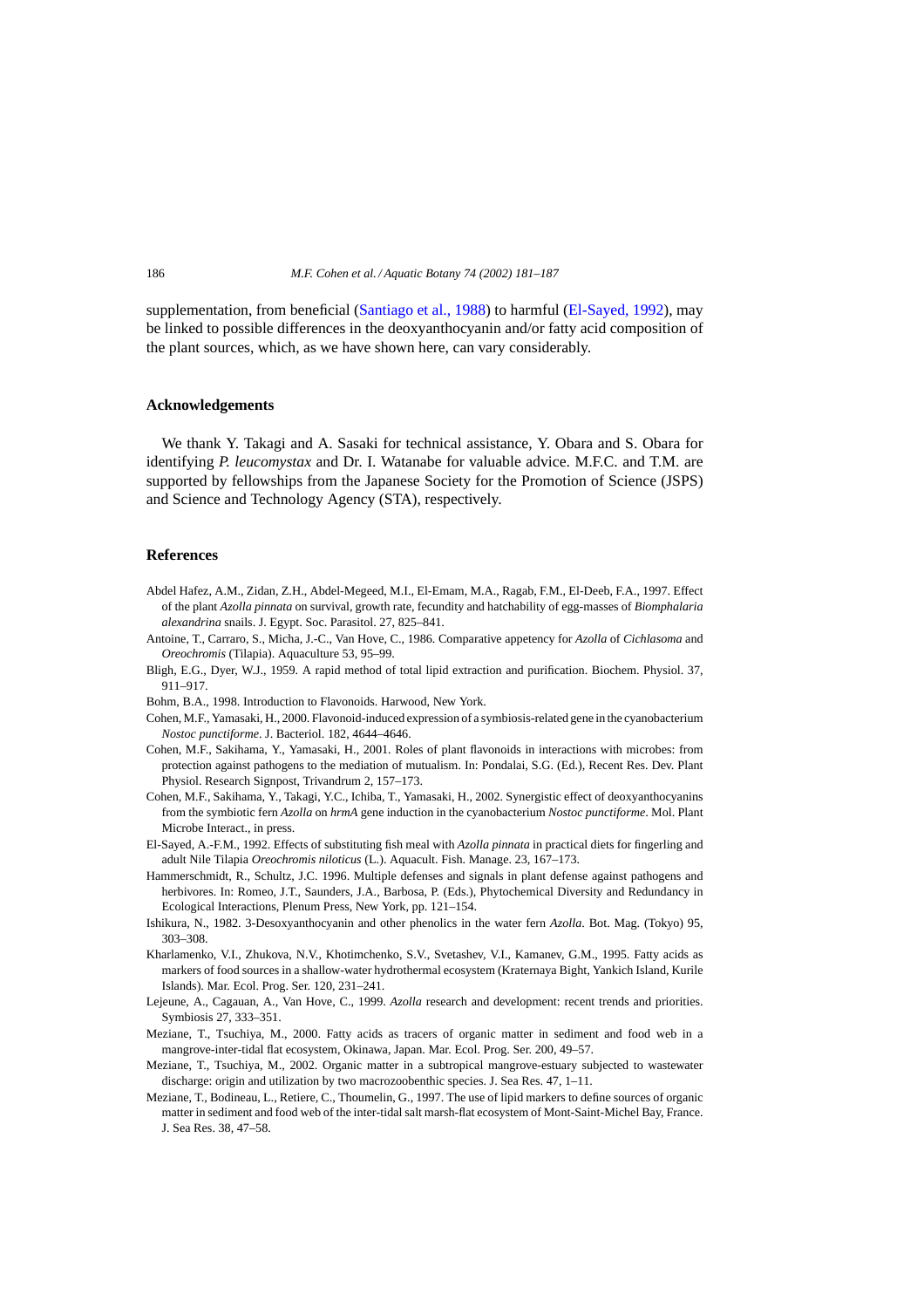supplementation, from beneficial (Santiago et al., 1988) to harmful (El-Sayed, 1992), may be linked to possible differences in the deoxyanthocyanin and/or fatty acid composition of the plant sources, which, as we have shown here, can vary considerably.

## Acknowledgements

We thank Y. Takagi and A. Sasaki for technical assistance, Y. Obara and S. Obara for identifying *P. leucomystax* and Dr. I. Watanabe for valuable advice. M.F.C. and T.M. are supported by fellowships from the Japanese Society for the Promotion of Science (JSPS) and Science and Technology Agency (STA), respectively.

## References

Abdel Hafez, A.M., Zidan, Z.H., Abdel-Megeed, M.I., El-Emam, M.A., Ragab, F.M., El-Deeb, F.A., 1997. Effect of the plant *Azolla pinnata* on survival, growth rate, fecundity and hatchability of egg-masses of *Biomphalaria alexandrina* snails. J. Egypt. Soc. Parasitol. 27, 825–841.

Antoine, T., Carraro, S., Micha, J.-C., Van Hove, C., 1986. Comparative appetency for *Azolla* of *Cichlasoma* and *Oreochromis* (Tilapia). Aquaculture 53, 95–99.

Bligh, E.G., Dyer, W.J., 1959. A rapid method of total lipid extraction and purification. Biochem. Physiol. 37, 911–917.

Bohm, B.A., 1998. Introduction to Flavonoids. Harwood, New York.

Cohen, M.F., Yamasaki, H., 2000. Flavonoid-induced expression of a symbiosis-related gene in the cyanobacterium *Nostoc punctiforme*. J. Bacteriol. 182, 4644–4646.

Cohen, M.F., Sakihama, Y., Yamasaki, H., 2001. Roles of plant flavonoids in interactions with microbes: from protection against pathogens to the mediation of mutualism. In: Pondalai, S.G. (Ed.), Recent Res. Dev. Plant Physiol. Research Signpost, Trivandrum 2, 157–173.

Cohen, M.F., Sakihama, Y., Takagi, Y.C., Ichiba, T., Yamasaki, H., 2002. Synergistic effect of deoxyanthocyanins from the symbiotic fern *Azolla* on *hrmA* gene induction in the cyanobacterium *Nostoc punctiforme*. Mol. Plant Microbe Interact., in press.

El-Sayed, A.-F.M., 1992. Effects of substituting fish meal with *Azolla pinnata* in practical diets for fingerling and adult Nile Tilapia *Oreochromis niloticus* (L.). Aquacult. Fish. Manage. 23, 167–173.

Hammerschmidt, R., Schultz, J.C. 1996. Multiple defenses and signals in plant defense against pathogens and herbivores. In: Romeo, J.T., Saunders, J.A., Barbosa, P. (Eds.), Phytochemical Diversity and Redundancy in Ecological Interactions, Plenum Press, New York, pp. 121–154.

Ishikura, N., 1982. 3-Desoxyanthocyanin and other phenolics in the water fern *Azolla*. Bot. Mag. (Tokyo) 95, 303–308.

Kharlamenko, V.I., Zhukova, N.V., Khotimchenko, S.V., Svetashev, V.I., Kamanev, G.M., 1995. Fatty acids as markers of food sources in a shallow-water hydrothermal ecosystem (Kraternaya Bight, Yankich Island, Kurile Islands). Mar. Ecol. Prog. Ser. 120, 231–241.

Lejeune, A., Cagauan, A., Van Hove, C., 1999. *Azolla* research and development: recent trends and priorities. Symbiosis 27, 333–351.

Meziane, T., Tsuchiya, M., 2000. Fatty acids as tracers of organic matter in sediment and food web in a mangrove-inter-tidal flat ecosystem, Okinawa, Japan. Mar. Ecol. Prog. Ser. 200, 49–57.

Meziane, T., Tsuchiya, M., 2002. Organic matter in a subtropical mangrove-estuary subjected to wastewater discharge: origin and utilization by two macrozoobenthic species. J. Sea Res. 47, 1–11.

Meziane, T., Bodineau, L., Retiere, C., Thoumelin, G., 1997. The use of lipid markers to define sources of organic matter in sediment and food web of the inter-tidal salt marsh-flat ecosystem of Mont-Saint-Michel Bay, France. J. Sea Res. 38, 47–58.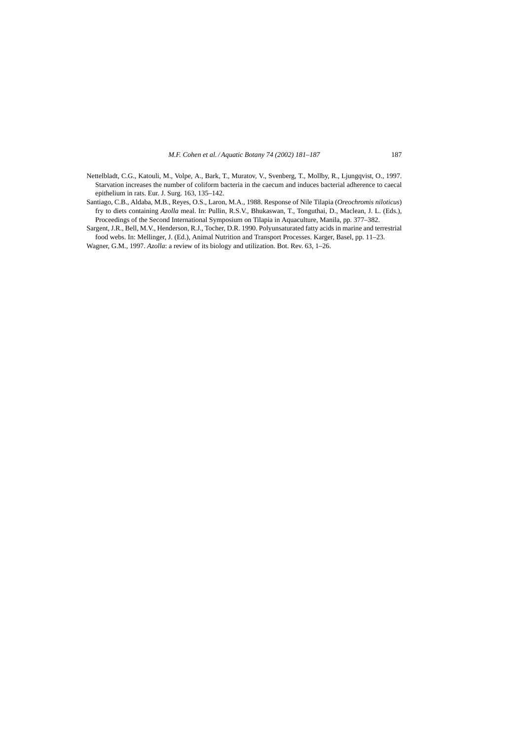Nettelbladt, C.G., Katouli, M., Volpe, A., Bark, T., Muratov, V., Svenberg, T., Mollby, R., Ljungqvist, O., 1997. Starvation increases the number of coliform bacteria in the caecum and induces bacterial adherence to caecal epithelium in rats. Eur. J. Surg. 163, 135–142.

Santiago, C.B., Aldaba, M.B., Reyes, O.S., Laron, M.A., 1988. Response of Nile Tilapia (*Oreochromis niloticus*) fry to diets containing *Azolla* meal. In: Pullin, R.S.V., Bhukaswan, T., Tonguthai, D., Maclean, J. L. (Eds.), Proceedings of the Second International Symposium on Tilapia in Aquaculture, Manila, pp. 377–382.

Sargent, J.R., Bell, M.V., Henderson, R.J., Tocher, D.R. 1990. Polyunsaturated fatty acids in marine and terrestrial food webs. In: Mellinger, J. (Ed.), Animal Nutrition and Transport Processes. Karger, Basel, pp. 11–23.

Wagner, G.M., 1997. *Azolla*: a review of its biology and utilization. Bot. Rev. 63, 1–26.